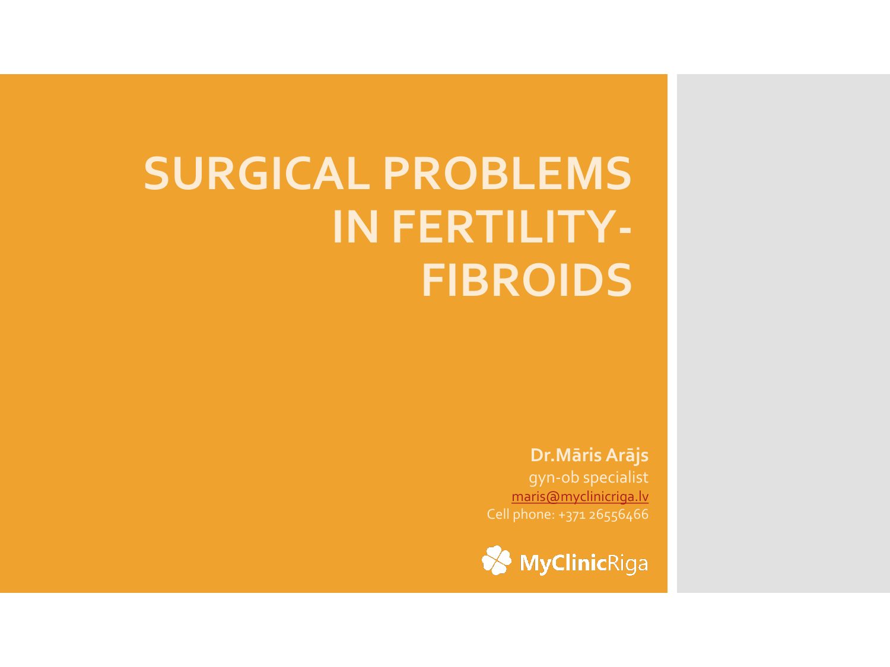# SURGICAL PROBLEMS IN FERTILITY-FIBROIDS

**Dr.Māris Arājs**
gyn-ob specialist
maris@myclinicriga.lv
Cell phone: +371 26556466

MyClinicRiga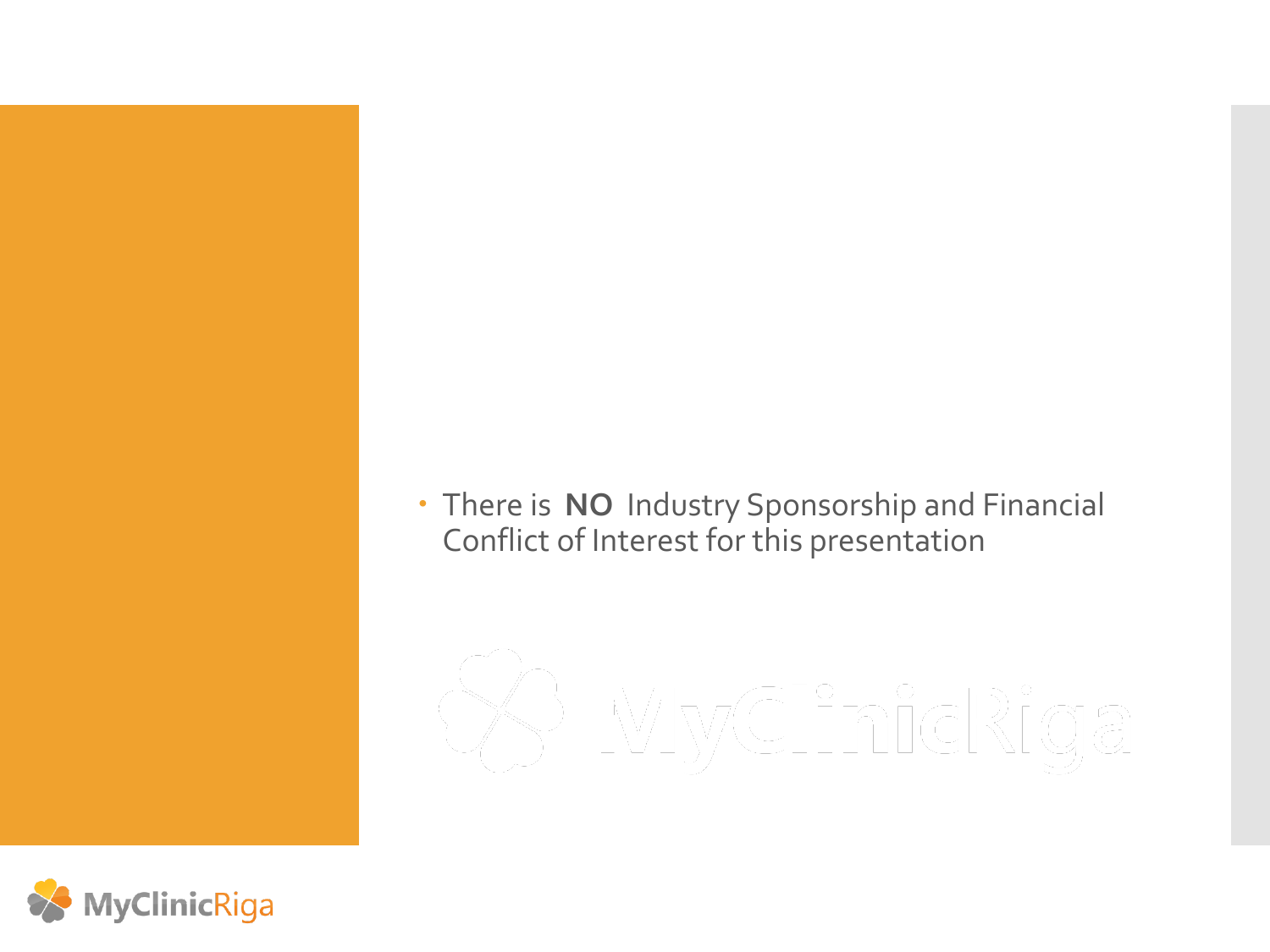- There is **NO** Industry Sponsorship and Financial Conflict of Interest for this presentation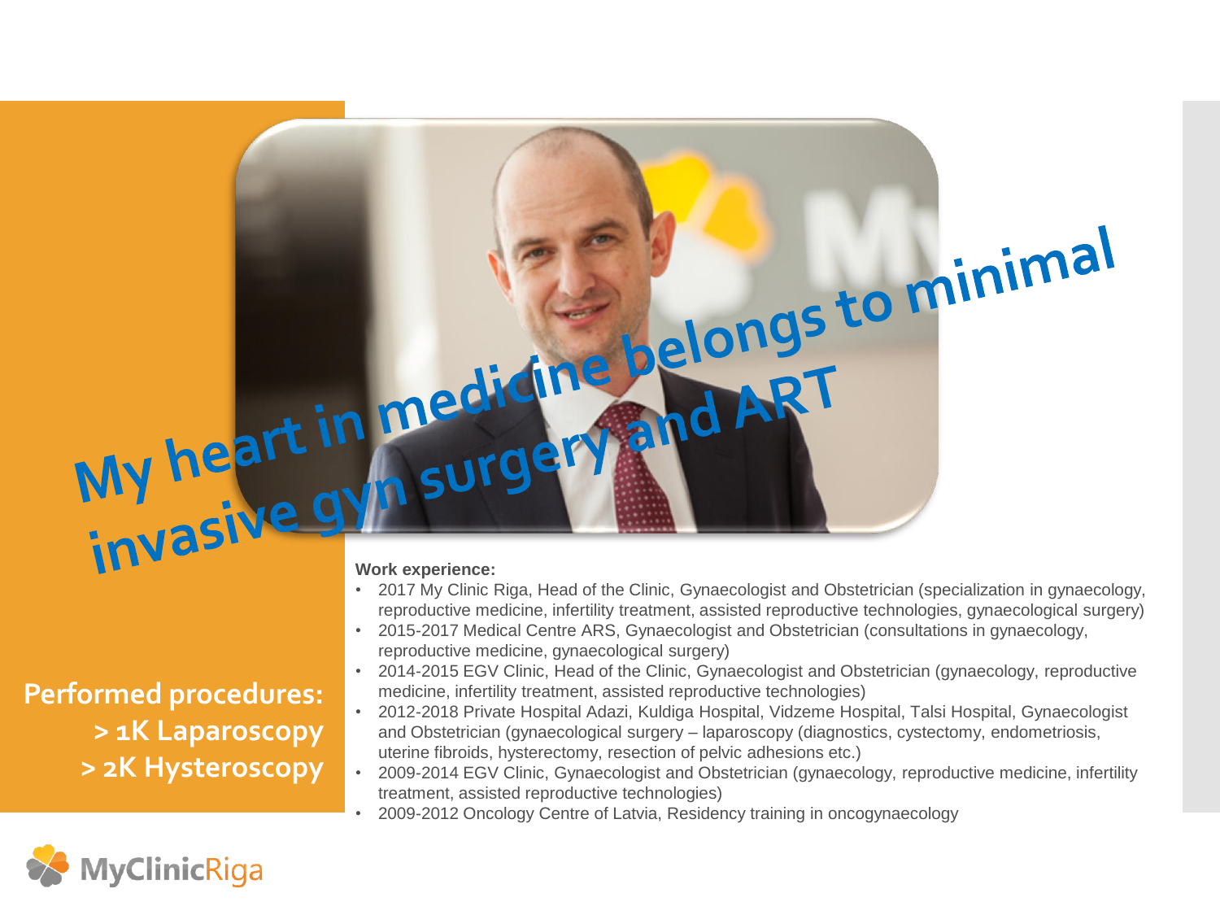*My heart in medicine belongs to minimal invasive gyn surgery and ART*

**Work experience:**

- 2017 My Clinic Riga, Head of the Clinic, Gynaecologist and Obstetrician (specialization in gynaecology, reproductive medicine, infertility treatment, assisted reproductive technologies, gynaecological surgery)
- 2015-2017 Medical Centre ARS, Gynaecologist and Obstetrician (consultations in gynaecology, reproductive medicine, gynaecological surgery)
- 2014-2015 EGV Clinic, Head of the Clinic, Gynaecologist and Obstetrician (gynaecology, reproductive medicine, infertility treatment, assisted reproductive technologies)
- 2012-2018 Private Hospital Adazi, Kuldiga Hospital, Vidzeme Hospital, Talsi Hospital, Gynaecologist and Obstetrician (gynaecological surgery – laparoscopy (diagnostics, cystectomy, endometriosis, uterine fibroids, hysterectomy, resection of pelvic adhesions etc.)
- 2009-2014 EGV Clinic, Gynaecologist and Obstetrician (gynaecology, reproductive medicine, infertility treatment, assisted reproductive technologies)
- 2009-2012 Oncology Centre of Latvia, Residency training in oncogynaecology

**Performed procedures:**
**> 1K Laparoscopy**
**> 2K Hysteroscopy**

MyClinicRiga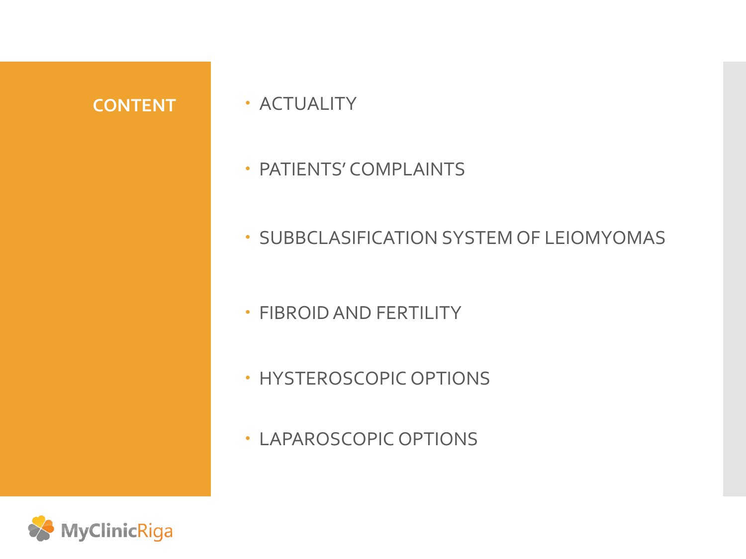## CONTENT

- ACTUALITY
- PATIENTS' COMPLAINTS
- SUBBCLASIFICATION SYSTEM OF LEIOMYOMAS
- FIBROID AND FERTILITY
- HYSTEROSCOPIC OPTIONS
- LAPAROSCOPIC OPTIONS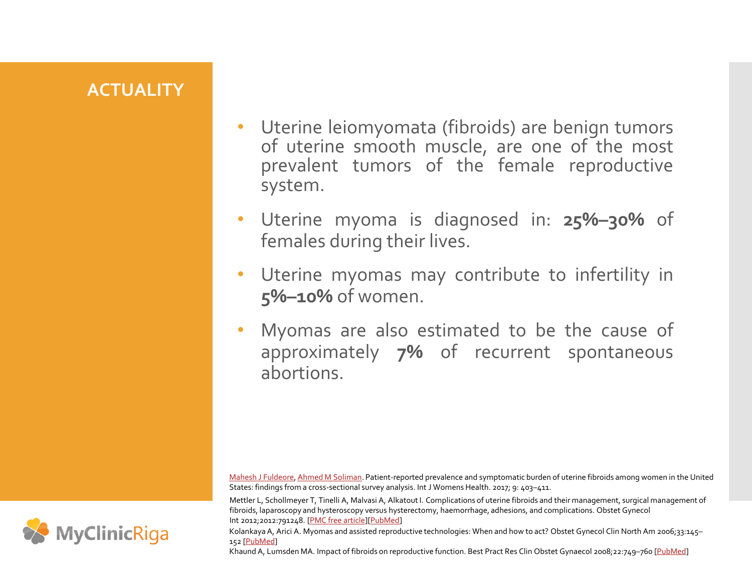# ACTUALITY

- Uterine leiomyomata (fibroids) are benign tumors of uterine smooth muscle, are one of the most prevalent tumors of the female reproductive system.
- Uterine myoma is diagnosed in: **25%–30%** of females during their lives.
- Uterine myomas may contribute to infertility in **5%–10%** of women.
- Myomas are also estimated to be the cause of approximately **7%** of recurrent spontaneous abortions.

Mahesh J Fuldeore, Ahmed M Soliman. Patient-reported prevalence and symptomatic burden of uterine fibroids among women in the United States: findings from a cross-sectional survey analysis. Int J Womens Health. 2017; 9: 403–411.

Mettler L, Schollmeyer T, Tinelli A, Malvasi A, Alkatout I. Complications of uterine fibroids and their management, surgical management of fibroids, laparoscopy and hysteroscopy versus hysterectomy, haemorrhage, adhesions, and complications. Obstet Gynecol Int 2012;2012:791248. [PMC free article][PubMed]

Kolankaya A, Arici A. Myomas and assisted reproductive technologies: When and how to act? Obstet Gynecol Clin North Am 2006;33:145–152 [PubMed]

Khaund A, Lumsden MA. Impact of fibroids on reproductive function. Best Pract Res Clin Obstet Gynaecol 2008;22:749–760 [PubMed]

MyClinicRiga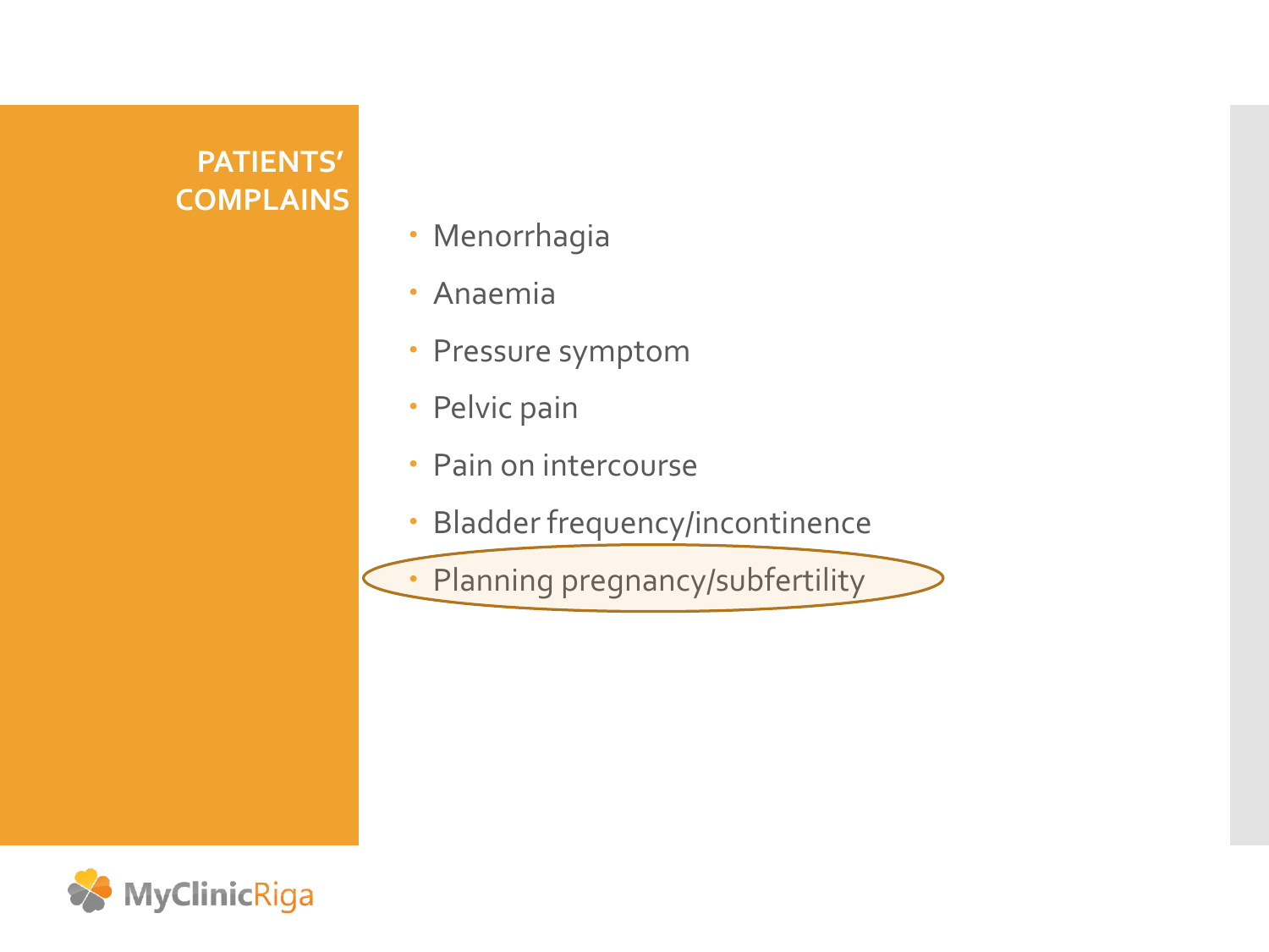## PATIENTS' COMPLAINS

- Menorrhagia
- Anaemia
- Pressure symptom
- Pelvic pain
- Pain on intercourse
- Bladder frequency/incontinence
- Planning pregnancy/subfertility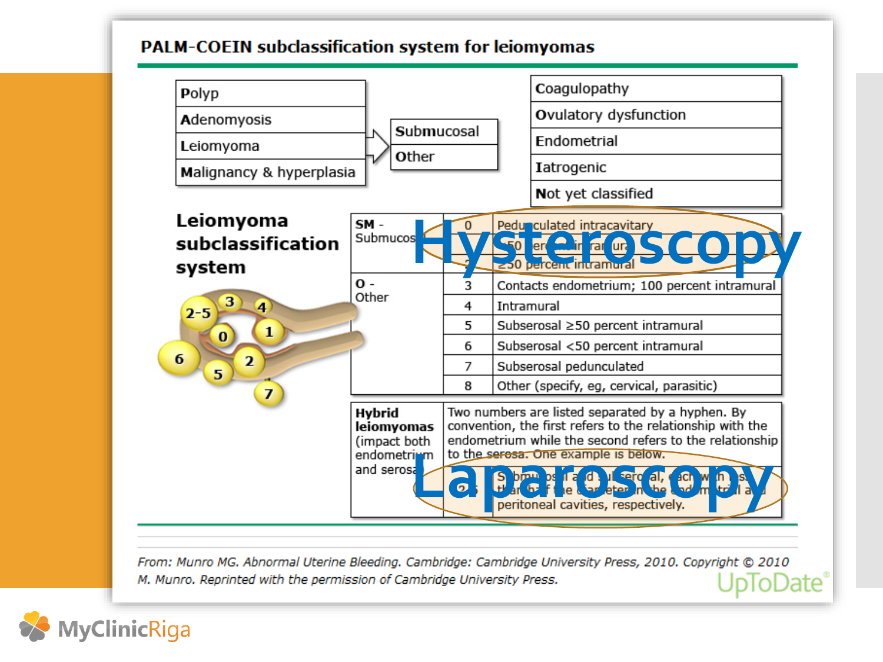# PALM-COEIN subclassification system for leiomyomas

| PALM | | COEIN |
|---|---|---|
| **P**olyp | | **C**oagulopathy |
| **A**denomyosis | | **O**vulatory dysfunction |
| **L**eiomyoma | → **S**ubmucosal / **O**ther | **E**ndometrial |
| **M**alignancy & hyperplasia | | **I**atrogenic |
| | | **N**ot yet classified |

## Leiomyoma subclassification system

| | | |
|---|---|---|
| **SM** - Submucosal | 0 | Pedunculated intracavitary |
| | 1 | <50 percent intramural |
| | 2 | ≥50 percent intramural |
| **O** - Other | 3 | Contacts endometrium; 100 percent intramural |
| | 4 | Intramural |
| | 5 | Subserosal ≥50 percent intramural |
| | 6 | Subserosal <50 percent intramural |
| | 7 | Subserosal pedunculated |
| | 8 | Other (specify, eg, cervical, parasitic) |
| **Hybrid leiomyomas** (impact both endometrium and serosa) | | Two numbers are listed separated by a hyphen. By convention, the first refers to the relationship with the endometrium while the second refers to the relationship to the serosa. One example is below. |
| | 2-5 | Submucosal and subserosal, each with less than half the diameter in the endometrial and peritoneal cavities, respectively. |

Hysteroscopy

Laparoscopy

*From: Munro MG. Abnormal Uterine Bleeding. Cambridge: Cambridge University Press, 2010. Copyright © 2010 M. Munro. Reprinted with the permission of Cambridge University Press.*

UpToDate®

MyClinicRiga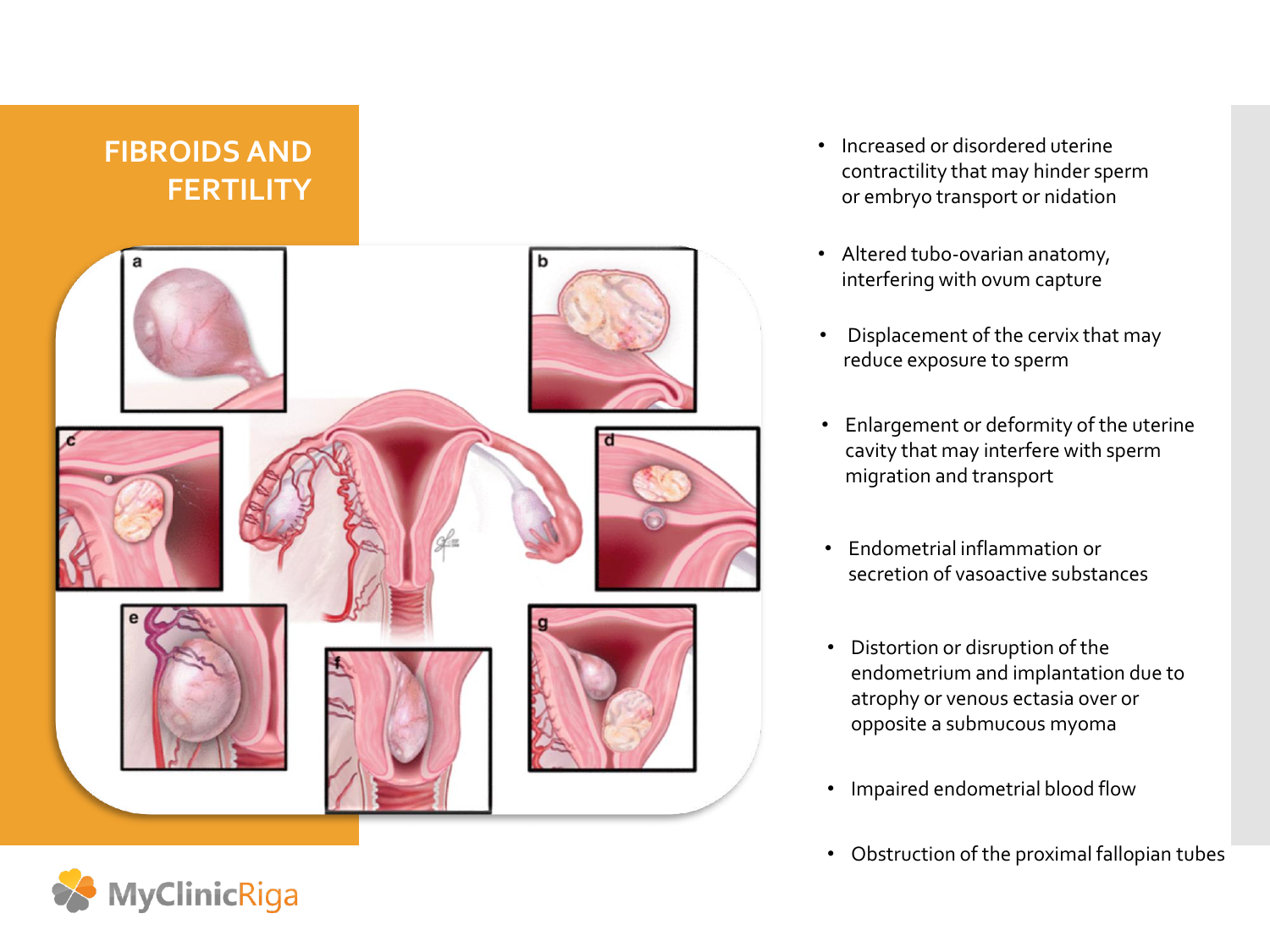# FIBROIDS AND FERTILITY

- Increased or disordered uterine contractility that may hinder sperm or embryo transport or nidation
- Altered tubo-ovarian anatomy, interfering with ovum capture
- Displacement of the cervix that may reduce exposure to sperm
- Enlargement or deformity of the uterine cavity that may interfere with sperm migration and transport
- Endometrial inflammation or secretion of vasoactive substances
- Distortion or disruption of the endometrium and implantation due to atrophy or venous ectasia over or opposite a submucous myoma
- Impaired endometrial blood flow
- Obstruction of the proximal fallopian tubes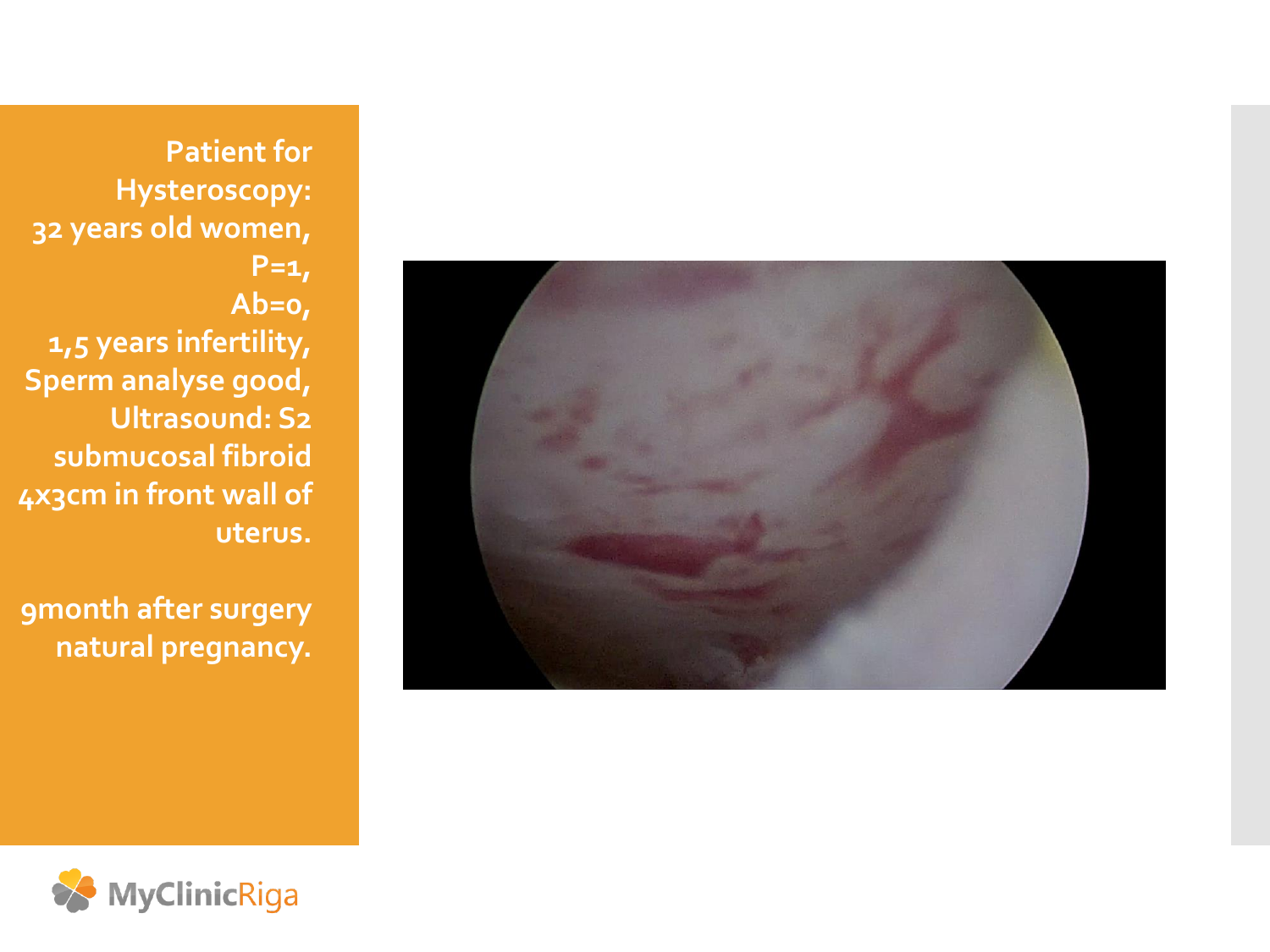Patient for Hysteroscopy:
32 years old women,
P=1,
Ab=0,
1,5 years infertility,
Sperm analyse good,
Ultrasound: S2 submucosal fibroid 4x3cm in front wall of uterus.

9month after surgery natural pregnancy.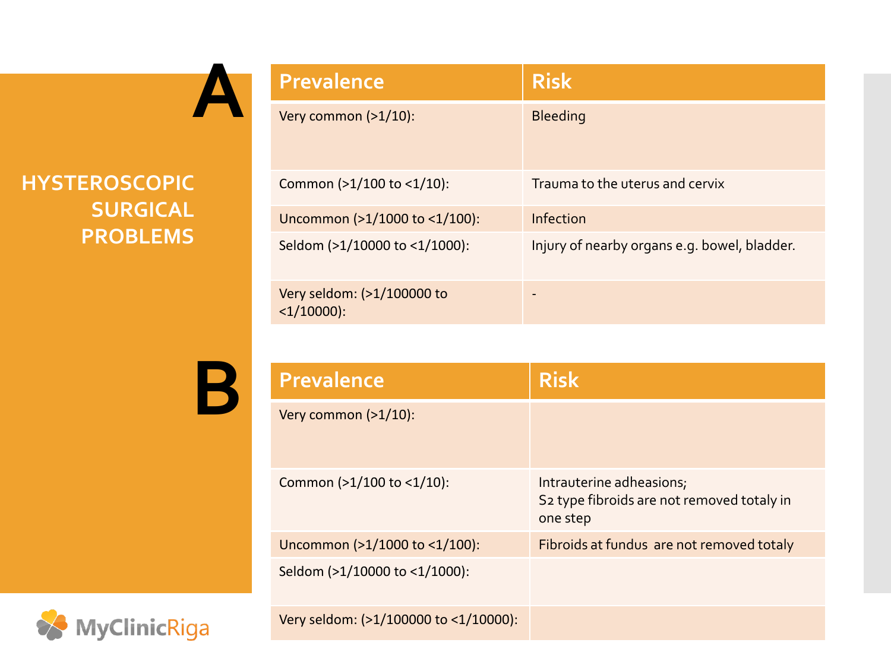# HYSTEROSCOPIC SURGICAL PROBLEMS

## A

| Prevalence | Risk |
| --- | --- |
| Very common (>1/10): | Bleeding |
| Common (>1/100 to <1/10): | Trauma to the uterus and cervix |
| Uncommon (>1/1000 to <1/100): | Infection |
| Seldom (>1/10000 to <1/1000): | Injury of nearby organs e.g. bowel, bladder. |
| Very seldom: (>1/100000 to <1/10000): | - |

## B

| Prevalence | Risk |
| --- | --- |
| Very common (>1/10): | |
| Common (>1/100 to <1/10): | Intrauterine adheasions;<br>S2 type fibroids are not removed totaly in one step |
| Uncommon (>1/1000 to <1/100): | Fibroids at fundus are not removed totaly |
| Seldom (>1/10000 to <1/1000): | |
| Very seldom: (>1/100000 to <1/10000): | |

MyClinicRiga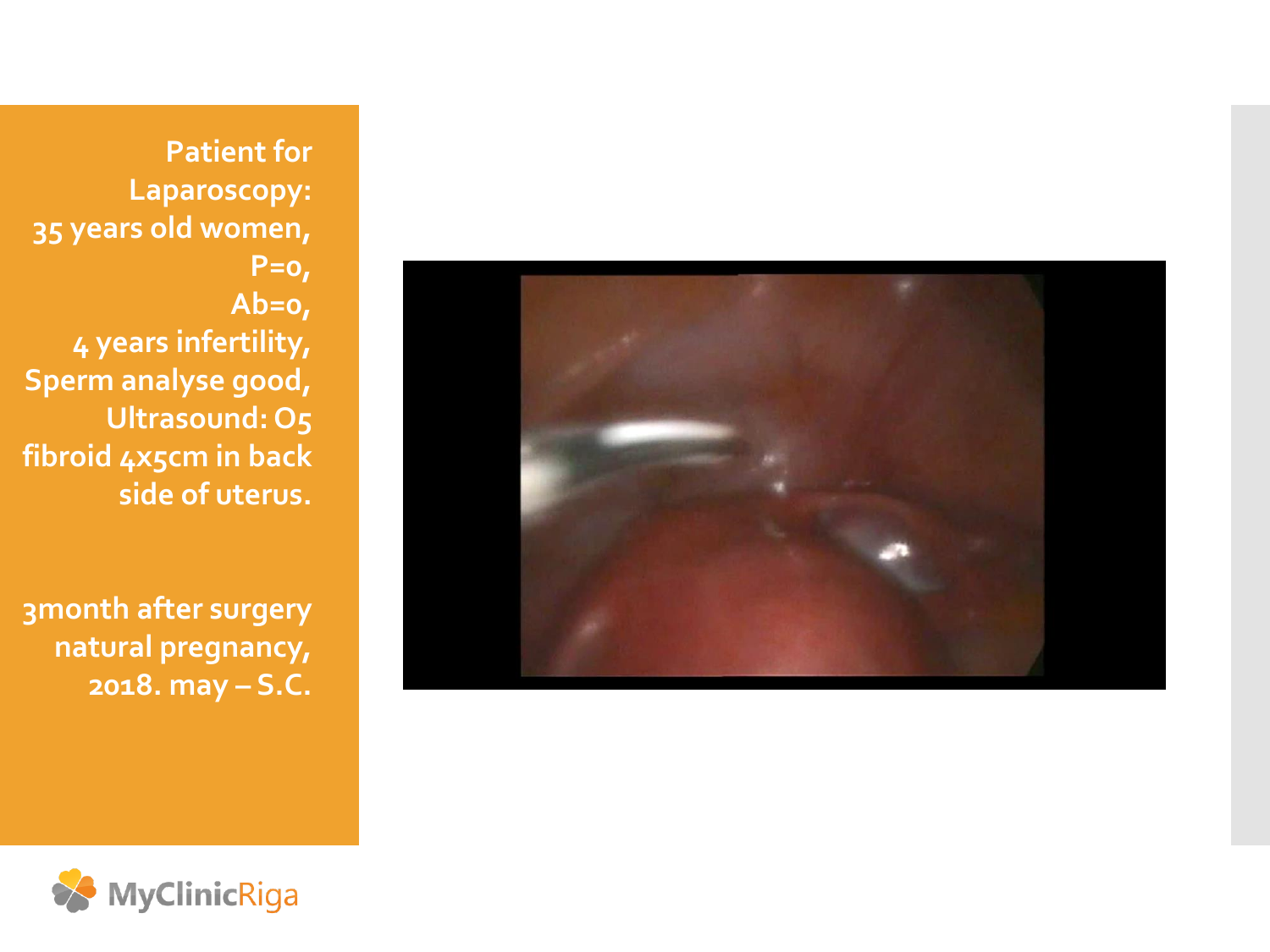Patient for Laparoscopy:
35 years old women,
P=0,
Ab=0,
4 years infertility,
Sperm analyse good,
Ultrasound: O5 fibroid 4x5cm in back side of uterus.

3month after surgery natural pregnancy,
2018. may – S.C.

MyClinicRiga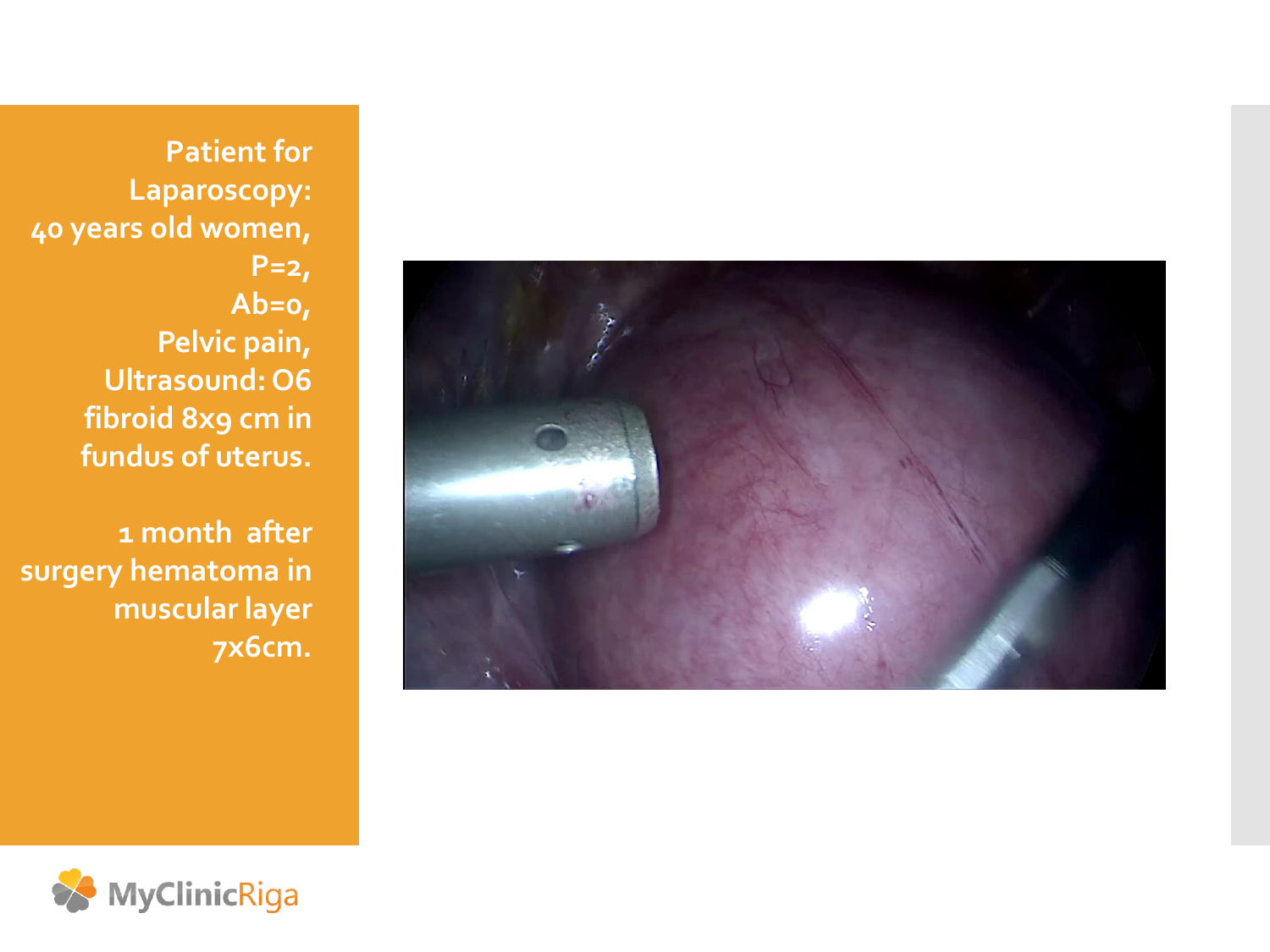Patient for Laparoscopy:
40 years old women,
P=2,
Ab=0,
Pelvic pain,
Ultrasound: O6 fibroid 8x9 cm in fundus of uterus.

1 month after surgery hematoma in muscular layer 7x6cm.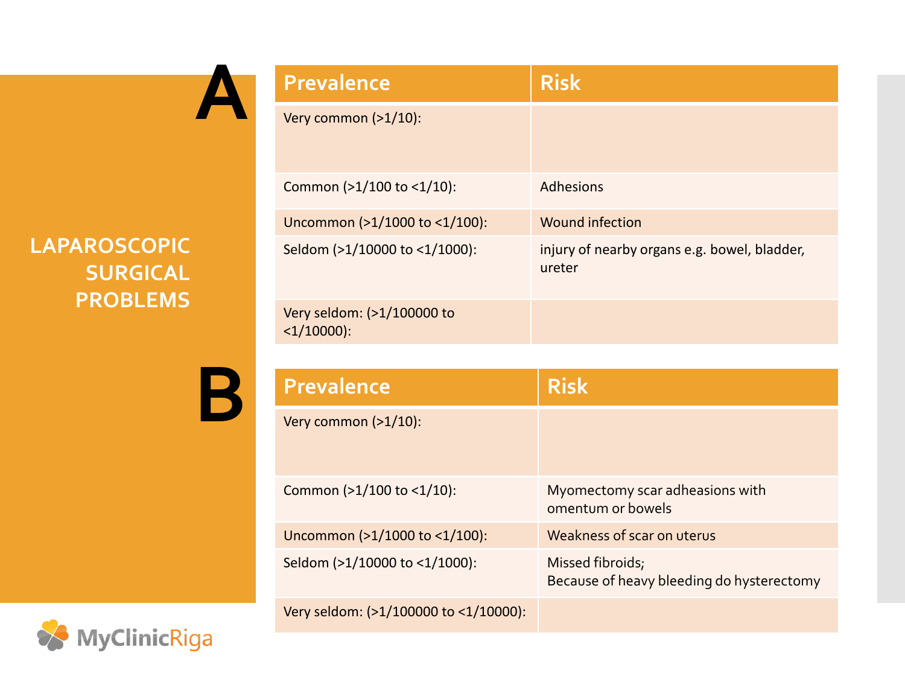# LAPAROSCOPIC SURGICAL PROBLEMS

## A

| Prevalence | Risk |
|---|---|
| Very common (>1/10): | |
| Common (>1/100 to <1/10): | Adhesions |
| Uncommon (>1/1000 to <1/100): | Wound infection |
| Seldom (>1/10000 to <1/1000): | injury of nearby organs e.g. bowel, bladder, ureter |
| Very seldom: (>1/100000 to <1/10000): | |

## B

| Prevalence | Risk |
|---|---|
| Very common (>1/10): | |
| Common (>1/100 to <1/10): | Myomectomy scar adhesions with omentum or bowels |
| Uncommon (>1/1000 to <1/100): | Weakness of scar on uterus |
| Seldom (>1/10000 to <1/1000): | Missed fibroids; Because of heavy bleeding do hysterectomy |
| Very seldom: (>1/100000 to <1/10000): | |

MyClinicRiga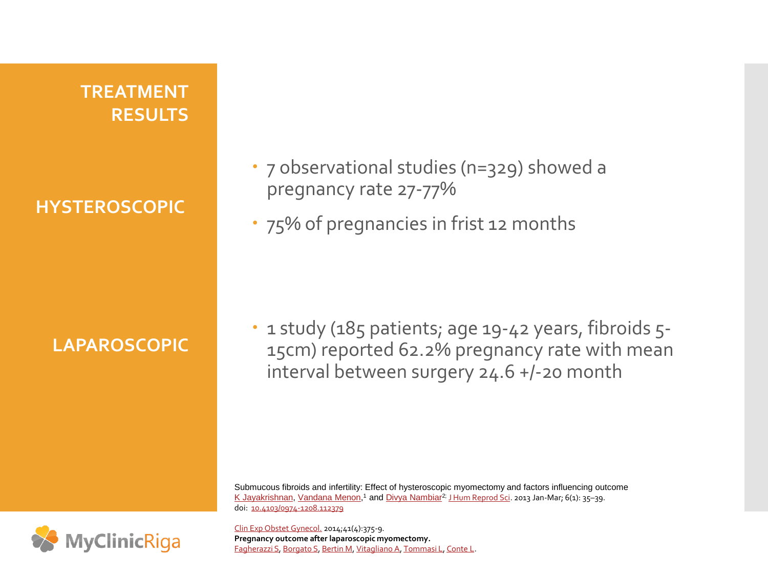# TREATMENT RESULTS

## HYSTEROSCOPIC

- 7 observational studies (n=329) showed a pregnancy rate 27-77%
- 75% of pregnancies in frist 12 months

## LAPAROSCOPIC

- 1 study (185 patients; age 19-42 years, fibroids 5-15cm) reported 62.2% pregnancy rate with mean interval between surgery 24.6 +/-20 month

Submucous fibroids and infertility: Effect of hysteroscopic myomectomy and factors influencing outcome
K Jayakrishnan, Vandana Menon,[1] and Divya Nambiar[2] J Hum Reprod Sci. 2013 Jan-Mar; 6(1): 35–39.
doi: 10.4103/0974-1208.112379

Clin Exp Obstet Gynecol. 2014;41(4):375-9.
**Pregnancy outcome after laparoscopic myomectomy.**
Fagherazzi S, Borgato S, Bertin M, Vitagliano A, Tommasi L, Conte L.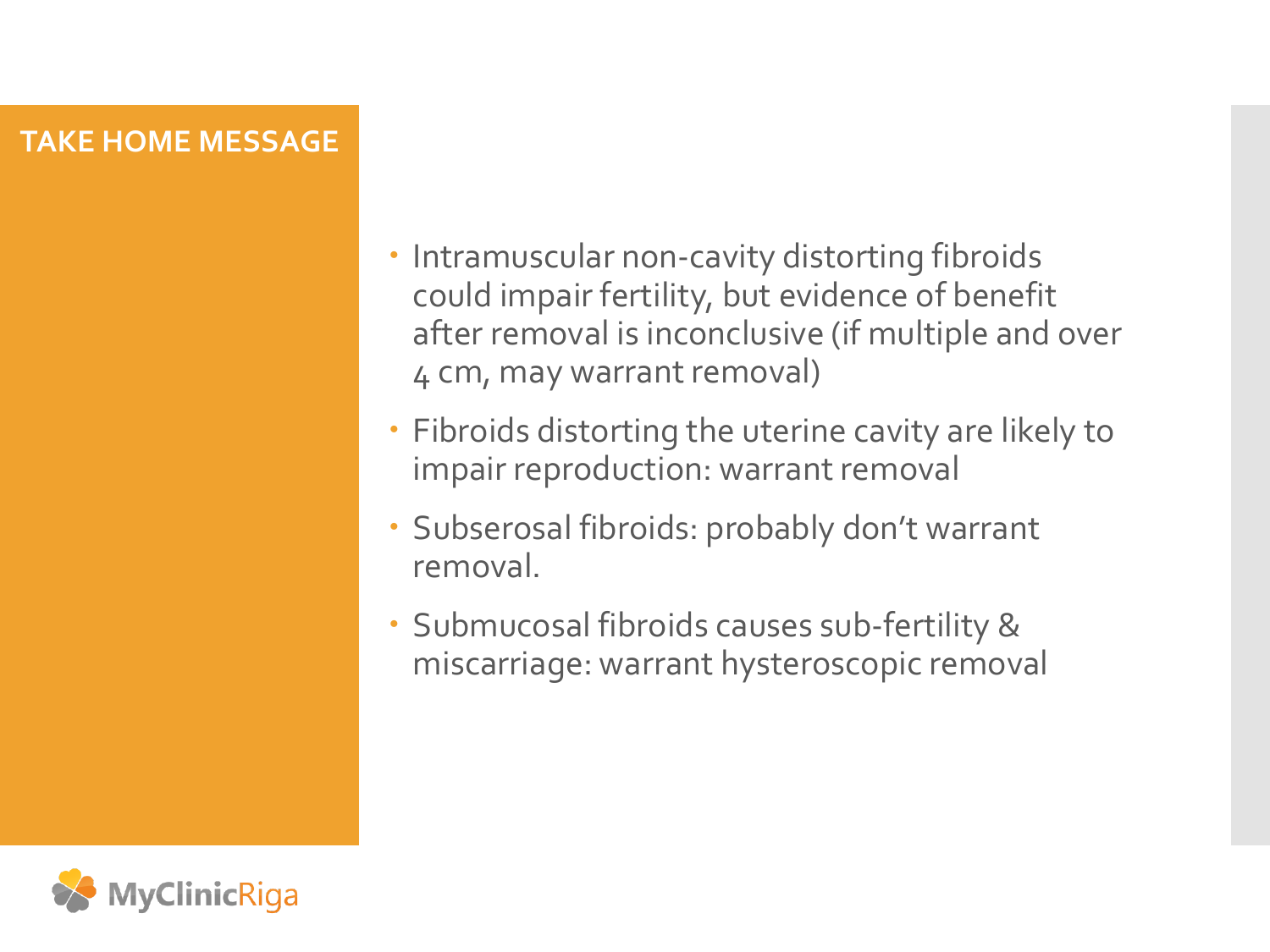## TAKE HOME MESSAGE

- Intramuscular non-cavity distorting fibroids could impair fertility, but evidence of benefit after removal is inconclusive (if multiple and over 4 cm, may warrant removal)
- Fibroids distorting the uterine cavity are likely to impair reproduction: warrant removal
- Subserosal fibroids: probably don't warrant removal.
- Submucosal fibroids causes sub-fertility & miscarriage: warrant hysteroscopic removal

MyClinicRiga